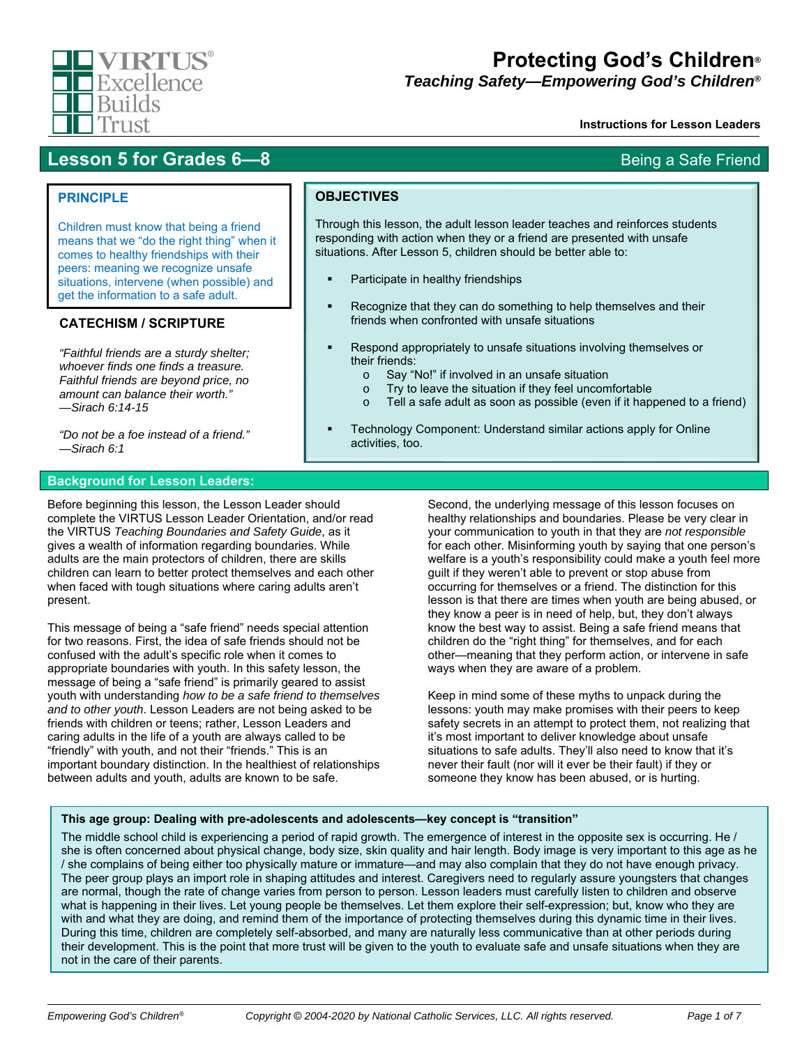# Protecting God's Children®

## *Teaching Safety—Empowering God's Children®*

**Instructions for Lesson Leaders**

## Lesson 5 for Grades 6—8 — Being a Safe Friend

### PRINCIPLE

Children must know that being a friend means that we "do the right thing" when it comes to healthy friendships with their peers: meaning we recognize unsafe situations, intervene (when possible) and get the information to a safe adult.

### CATECHISM / SCRIPTURE

*"Faithful friends are a sturdy shelter; whoever finds one finds a treasure. Faithful friends are beyond price, no amount can balance their worth." —Sirach 6:14-15*

*"Do not be a foe instead of a friend." —Sirach 6:1*

### OBJECTIVES

Through this lesson, the adult lesson leader teaches and reinforces students responding with action when they or a friend are presented with unsafe situations. After Lesson 5, children should be better able to:

- Participate in healthy friendships
- Recognize that they can do something to help themselves and their friends when confronted with unsafe situations
- Respond appropriately to unsafe situations involving themselves or their friends:
  - Say "No!" if involved in an unsafe situation
  - Try to leave the situation if they feel uncomfortable
  - Tell a safe adult as soon as possible (even if it happened to a friend)
- Technology Component: Understand similar actions apply for Online activities, too.

### Background for Lesson Leaders:

Before beginning this lesson, the Lesson Leader should complete the VIRTUS Lesson Leader Orientation, and/or read the VIRTUS *Teaching Boundaries and Safety Guide*, as it gives a wealth of information regarding boundaries. While adults are the main protectors of children, there are skills children can learn to better protect themselves and each other when faced with tough situations where caring adults aren't present.

This message of being a "safe friend" needs special attention for two reasons. First, the idea of safe friends should not be confused with the adult's specific role when it comes to appropriate boundaries with youth. In this safety lesson, the message of being a "safe friend" is primarily geared to assist youth with understanding *how to be a safe friend to themselves and to other youth*. Lesson Leaders are not being asked to be friends with children or teens; rather, Lesson Leaders and caring adults in the life of a youth are always called to be "friendly" with youth, and not their "friends." This is an important boundary distinction. In the healthiest of relationships between adults and youth, adults are known to be safe.

Second, the underlying message of this lesson focuses on healthy relationships and boundaries. Please be very clear in your communication to youth in that they are *not responsible* for each other. Misinforming youth by saying that one person's welfare is a youth's responsibility could make a youth feel more guilt if they weren't able to prevent or stop abuse from occurring for themselves or a friend. The distinction for this lesson is that there are times when youth are being abused, or they know a peer is in need of help, but, they don't always know the best way to assist. Being a safe friend means that children do the "right thing" for themselves, and for each other—meaning that they perform action, or intervene in safe ways when they are aware of a problem.

Keep in mind some of these myths to unpack during the lessons: youth may make promises with their peers to keep safety secrets in an attempt to protect them, not realizing that it's most important to deliver knowledge about unsafe situations to safe adults. They'll also need to know that it's never their fault (nor will it ever be their fault) if they or someone they know has been abused, or is hurting.

**This age group: Dealing with pre-adolescents and adolescents—key concept is "transition"**

The middle school child is experiencing a period of rapid growth. The emergence of interest in the opposite sex is occurring. He / she is often concerned about physical change, body size, skin quality and hair length. Body image is very important to this age as he / she complains of being either too physically mature or immature—and may also complain that they do not have enough privacy. The peer group plays an import role in shaping attitudes and interest. Caregivers need to regularly assure youngsters that changes are normal, though the rate of change varies from person to person. Lesson leaders must carefully listen to children and observe what is happening in their lives. Let young people be themselves. Let them explore their self-expression; but, know who they are with and what they are doing, and remind them of the importance of protecting themselves during this dynamic time in their lives. During this time, children are completely self-absorbed, and many are naturally less communicative than at other periods during their development. This is the point that more trust will be given to the youth to evaluate safe and unsafe situations when they are not in the care of their parents.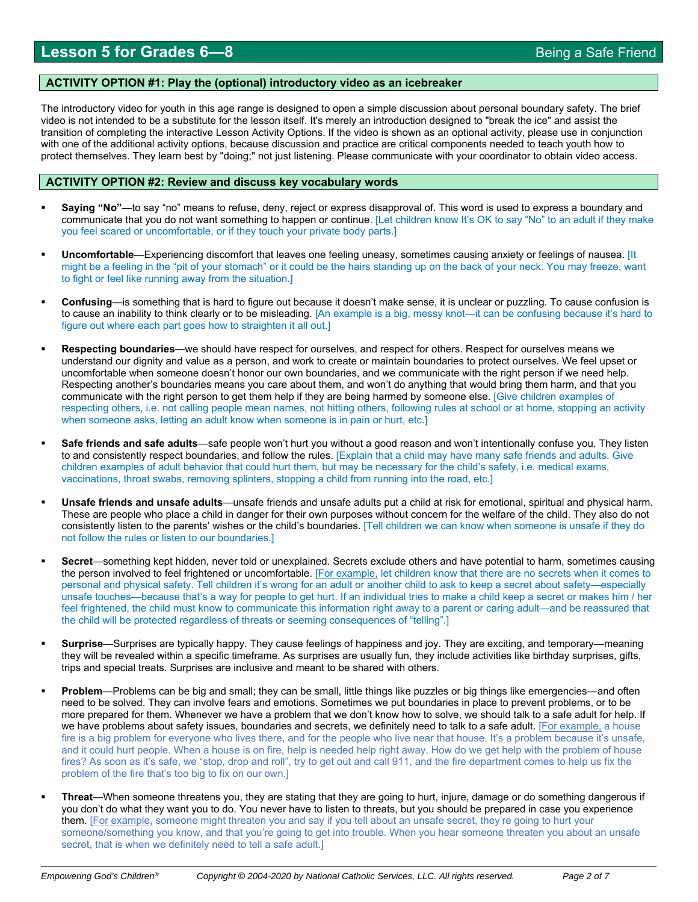## Lesson 5 for Grades 6—8 — Being a Safe Friend

### ACTIVITY OPTION #1: Play the (optional) introductory video as an icebreaker

The introductory video for youth in this age range is designed to open a simple discussion about personal boundary safety. The brief video is not intended to be a substitute for the lesson itself. It's merely an introduction designed to "break the ice" and assist the transition of completing the interactive Lesson Activity Options. If the video is shown as an optional activity, please use in conjunction with one of the additional activity options, because discussion and practice are critical components needed to teach youth how to protect themselves. They learn best by "doing;" not just listening. Please communicate with your coordinator to obtain video access.

### ACTIVITY OPTION #2: Review and discuss key vocabulary words

- **Saying "No"**—to say "no" means to refuse, deny, reject or express disapproval of. This word is used to express a boundary and communicate that you do not want something to happen or continue. [Let children know It's OK to say "No" to an adult if they make you feel scared or uncomfortable, or if they touch your private body parts.]

- **Uncomfortable**—Experiencing discomfort that leaves one feeling uneasy, sometimes causing anxiety or feelings of nausea. [It might be a feeling in the "pit of your stomach" or it could be the hairs standing up on the back of your neck. You may freeze, want to fight or feel like running away from the situation.]

- **Confusing**—is something that is hard to figure out because it doesn't make sense, it is unclear or puzzling. To cause confusion is to cause an inability to think clearly or to be misleading. [An example is a big, messy knot—it can be confusing because it's hard to figure out where each part goes how to straighten it all out.]

- **Respecting boundaries**—we should have respect for ourselves, and respect for others. Respect for ourselves means we understand our dignity and value as a person, and work to create or maintain boundaries to protect ourselves. We feel upset or uncomfortable when someone doesn't honor our own boundaries, and we communicate with the right person if we need help. Respecting another's boundaries means you care about them, and won't do anything that would bring them harm, and that you communicate with the right person to get them help if they are being harmed by someone else. [Give children examples of respecting others, i.e. not calling people mean names, not hitting others, following rules at school or at home, stopping an activity when someone asks, letting an adult know when someone is in pain or hurt, etc.]

- **Safe friends and safe adults**—safe people won't hurt you without a good reason and won't intentionally confuse you. They listen to and consistently respect boundaries, and follow the rules. [Explain that a child may have many safe friends and adults. Give children examples of adult behavior that could hurt them, but may be necessary for the child's safety, i.e. medical exams, vaccinations, throat swabs, removing splinters, stopping a child from running into the road, etc.]

- **Unsafe friends and unsafe adults**—unsafe friends and unsafe adults put a child at risk for emotional, spiritual and physical harm. These are people who place a child in danger for their own purposes without concern for the welfare of the child. They also do not consistently listen to the parents' wishes or the child's boundaries. [Tell children we can know when someone is unsafe if they do not follow the rules or listen to our boundaries.]

- **Secret**—something kept hidden, never told or unexplained. Secrets exclude others and have potential to harm, sometimes causing the person involved to feel frightened or uncomfortable. [For example, let children know that there are no secrets when it comes to personal and physical safety. Tell children it's wrong for an adult or another child to ask to keep a secret about safety—especially unsafe touches—because that's a way for people to get hurt. If an individual tries to make a child keep a secret or makes him / her feel frightened, the child must know to communicate this information right away to a parent or caring adult—and be reassured that the child will be protected regardless of threats or seeming consequences of "telling".]

- **Surprise**—Surprises are typically happy. They cause feelings of happiness and joy. They are exciting, and temporary—meaning they will be revealed within a specific timeframe. As surprises are usually fun, they include activities like birthday surprises, gifts, trips and special treats. Surprises are inclusive and meant to be shared with others.

- **Problem**—Problems can be big and small; they can be small, little things like puzzles or big things like emergencies—and often need to be solved. They can involve fears and emotions. Sometimes we put boundaries in place to prevent problems, or to be more prepared for them. Whenever we have a problem that we don't know how to solve, we should talk to a safe adult for help. If we have problems about safety issues, boundaries and secrets, we definitely need to talk to a safe adult. [For example, a house fire is a big problem for everyone who lives there, and for the people who live near that house. It's a problem because it's unsafe, and it could hurt people. When a house is on fire, help is needed help right away. How do we get help with the problem of house fires? As soon as it's safe, we "stop, drop and roll", try to get out and call 911, and the fire department comes to help us fix the problem of the fire that's too big to fix on our own.]

- **Threat**—When someone threatens you, they are stating that they are going to hurt, injure, damage or do something dangerous if you don't do what they want you to do. You never have to listen to threats, but you should be prepared in case you experience them. [For example, someone might threaten you and say if you tell about an unsafe secret, they're going to hurt your someone/something you know, and that you're going to get into trouble. When you hear someone threaten you about an unsafe secret, that is when we definitely need to tell a safe adult.]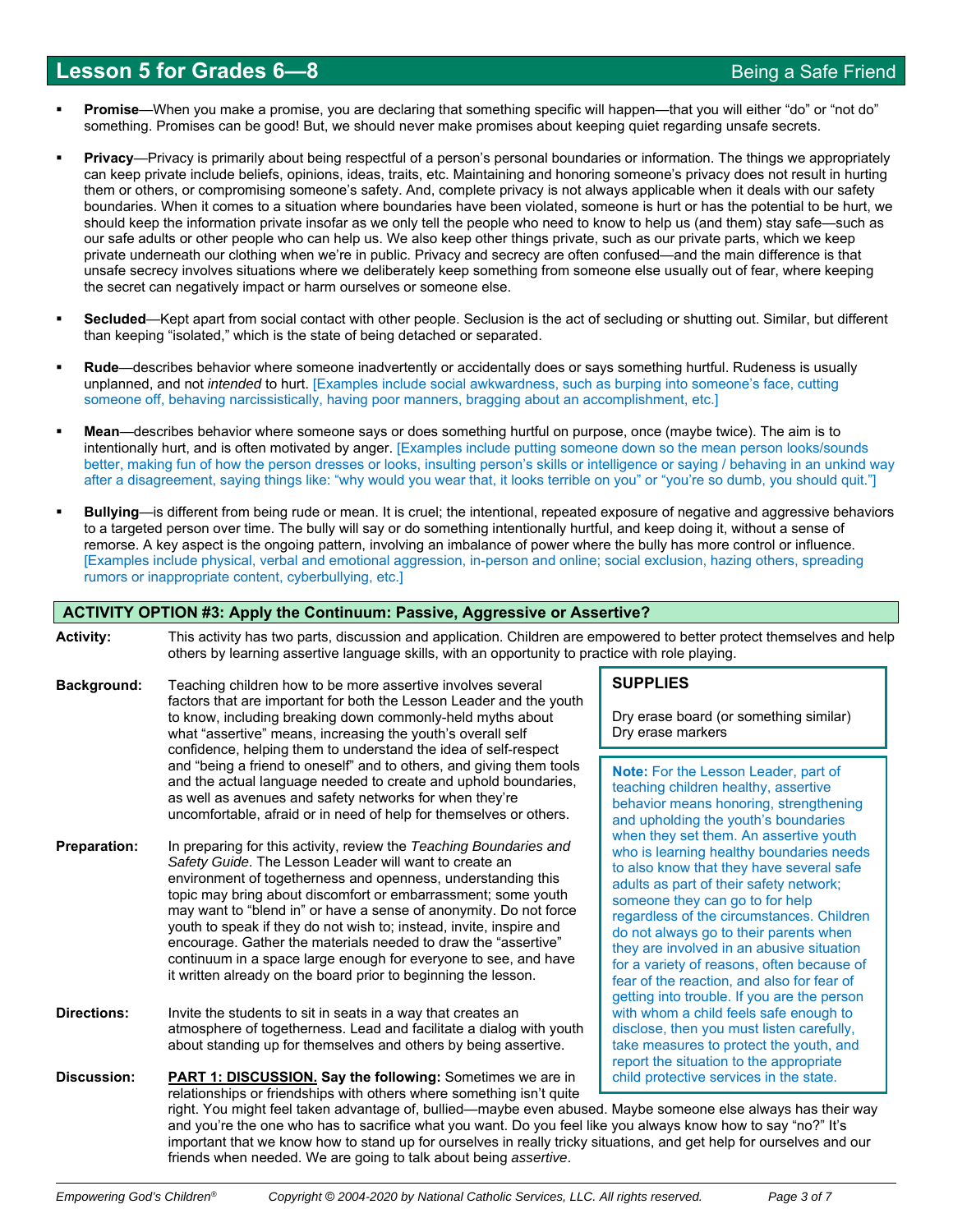- **Promise**—When you make a promise, you are declaring that something specific will happen—that you will either “do” or “not do” something. Promises can be good! But, we should never make promises about keeping quiet regarding unsafe secrets.

- **Privacy**—Privacy is primarily about being respectful of a person’s personal boundaries or information. The things we appropriately can keep private include beliefs, opinions, ideas, traits, etc. Maintaining and honoring someone’s privacy does not result in hurting them or others, or compromising someone’s safety. And, complete privacy is not always applicable when it deals with our safety boundaries. When it comes to a situation where boundaries have been violated, someone is hurt or has the potential to be hurt, we should keep the information private insofar as we only tell the people who need to know to help us (and them) stay safe—such as our safe adults or other people who can help us. We also keep other things private, such as our private parts, which we keep private underneath our clothing when we’re in public. Privacy and secrecy are often confused—and the main difference is that unsafe secrecy involves situations where we deliberately keep something from someone else usually out of fear, where keeping the secret can negatively impact or harm ourselves or someone else.

- **Secluded**—Kept apart from social contact with other people. Seclusion is the act of secluding or shutting out. Similar, but different than keeping “isolated,” which is the state of being detached or separated.

- **Rude**—describes behavior where someone inadvertently or accidentally does or says something hurtful. Rudeness is usually unplanned, and not *intended* to hurt. [Examples include social awkwardness, such as burping into someone’s face, cutting someone off, behaving narcissistically, having poor manners, bragging about an accomplishment, etc.]

- **Mean**—describes behavior where someone says or does something hurtful on purpose, once (maybe twice). The aim is to intentionally hurt, and is often motivated by anger. [Examples include putting someone down so the mean person looks/sounds better, making fun of how the person dresses or looks, insulting person’s skills or intelligence or saying / behaving in an unkind way after a disagreement, saying things like: “why would you wear that, it looks terrible on you” or “you’re so dumb, you should quit.”]

- **Bullying**—is different from being rude or mean. It is cruel; the intentional, repeated exposure of negative and aggressive behaviors to a targeted person over time. The bully will say or do something intentionally hurtful, and keep doing it, without a sense of remorse. A key aspect is the ongoing pattern, involving an imbalance of power where the bully has more control or influence. [Examples include physical, verbal and emotional aggression, in-person and online; social exclusion, hazing others, spreading rumors or inappropriate content, cyberbullying, etc.]

## ACTIVITY OPTION #3: Apply the Continuum: Passive, Aggressive or Assertive?

**Activity:** This activity has two parts, discussion and application. Children are empowered to better protect themselves and help others by learning assertive language skills, with an opportunity to practice with role playing.

**Background:** Teaching children how to be more assertive involves several factors that are important for both the Lesson Leader and the youth to know, including breaking down commonly-held myths about what “assertive” means, increasing the youth’s overall self confidence, helping them to understand the idea of self-respect and “being a friend to oneself” and to others, and giving them tools and the actual language needed to create and uphold boundaries, as well as avenues and safety networks for when they’re uncomfortable, afraid or in need of help for themselves or others.

**SUPPLIES**

Dry erase board (or something similar)
Dry erase markers

**Note:** For the Lesson Leader, part of teaching children healthy, assertive behavior means honoring, strengthening and upholding the youth’s boundaries when they set them. An assertive youth who is learning healthy boundaries needs to also know that they have several safe adults as part of their safety network; someone they can go to for help regardless of the circumstances. Children do not always go to their parents when they are involved in an abusive situation for a variety of reasons, often because of fear of the reaction, and also for fear of getting into trouble. If you are the person with whom a child feels safe enough to disclose, then you must listen carefully, take measures to protect the youth, and report the situation to the appropriate child protective services in the state.

**Preparation:** In preparing for this activity, review the *Teaching Boundaries and Safety Guide*. The Lesson Leader will want to create an environment of togetherness and openness, understanding this topic may bring about discomfort or embarrassment; some youth may want to “blend in” or have a sense of anonymity. Do not force youth to speak if they do not wish to; instead, invite, inspire and encourage. Gather the materials needed to draw the “assertive” continuum in a space large enough for everyone to see, and have it written already on the board prior to beginning the lesson.

**Directions:** Invite the students to sit in seats in a way that creates an atmosphere of togetherness. Lead and facilitate a dialog with youth about standing up for themselves and others by being assertive.

**Discussion:** **PART 1: DISCUSSION. Say the following:** Sometimes we are in relationships or friendships with others where something isn’t quite right. You might feel taken advantage of, bullied—maybe even abused. Maybe someone else always has their way and you’re the one who has to sacrifice what you want. Do you feel like you always know how to say “no?” It’s important that we know how to stand up for ourselves in really tricky situations, and get help for ourselves and our friends when needed. We are going to talk about being *assertive*.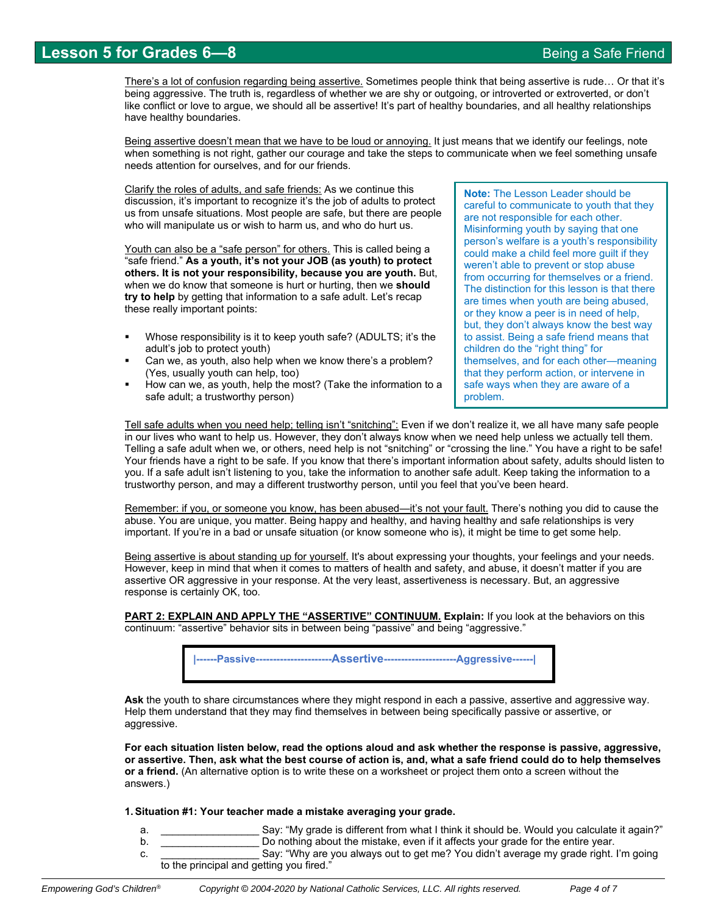There's a lot of confusion regarding being assertive. Sometimes people think that being assertive is rude… Or that it's being aggressive. The truth is, regardless of whether we are shy or outgoing, or introverted or extroverted, or don't like conflict or love to argue, we should all be assertive! It's part of healthy boundaries, and all healthy relationships have healthy boundaries.

Being assertive doesn't mean that we have to be loud or annoying. It just means that we identify our feelings, note when something is not right, gather our courage and take the steps to communicate when we feel something unsafe needs attention for ourselves, and for our friends.

Clarify the roles of adults, and safe friends: As we continue this discussion, it's important to recognize it's the job of adults to protect us from unsafe situations. Most people are safe, but there are people who will manipulate us or wish to harm us, and who do hurt us.

Youth can also be a "safe person" for others. This is called being a "safe friend." **As a youth, it's not your JOB (as youth) to protect others. It is not your responsibility, because you are youth.** But, when we do know that someone is hurt or hurting, then we **should try to help** by getting that information to a safe adult. Let's recap these really important points:

- Whose responsibility is it to keep youth safe? (ADULTS; it's the adult's job to protect youth)
- Can we, as youth, also help when we know there's a problem? (Yes, usually youth can help, too)
- How can we, as youth, help the most? (Take the information to a safe adult; a trustworthy person)

> **Note:** The Lesson Leader should be careful to communicate to youth that they are not responsible for each other. Misinforming youth by saying that one person's welfare is a youth's responsibility could make a child feel more guilt if they weren't able to prevent or stop abuse from occurring for themselves or a friend. The distinction for this lesson is that there are times when youth are being abused, or they know a peer is in need of help, but, they don't always know the best way to assist. Being a safe friend means that children do the "right thing" for themselves, and for each other—meaning that they perform action, or intervene in safe ways when they are aware of a problem.

Tell safe adults when you need help; telling isn't "snitching": Even if we don't realize it, we all have many safe people in our lives who want to help us. However, they don't always know when we need help unless we actually tell them. Telling a safe adult when we, or others, need help is not "snitching" or "crossing the line." You have a right to be safe! Your friends have a right to be safe. If you know that there's important information about safety, adults should listen to you. If a safe adult isn't listening to you, take the information to another safe adult. Keep taking the information to a trustworthy person, and may a different trustworthy person, until you feel that you've been heard.

Remember: if you, or someone you know, has been abused—it's not your fault. There's nothing you did to cause the abuse. You are unique, you matter. Being happy and healthy, and having healthy and safe relationships is very important. If you're in a bad or unsafe situation (or know someone who is), it might be time to get some help.

Being assertive is about standing up for yourself. It's about expressing your thoughts, your feelings and your needs. However, keep in mind that when it comes to matters of health and safety, and abuse, it doesn't matter if you are assertive OR aggressive in your response. At the very least, assertiveness is necessary. But, an aggressive response is certainly OK, too.

**PART 2: EXPLAIN AND APPLY THE "ASSERTIVE" CONTINUUM. Explain:** If you look at the behaviors on this continuum: "assertive" behavior sits in between being "passive" and being "aggressive."

|------Passive----------------------Assertive--------------------Aggressive------|

**Ask** the youth to share circumstances where they might respond in each a passive, assertive and aggressive way. Help them understand that they may find themselves in between being specifically passive or assertive, or aggressive.

**For each situation listen below, read the options aloud and ask whether the response is passive, aggressive, or assertive. Then, ask what the best course of action is, and, what a safe friend could do to help themselves or a friend.** (An alternative option is to write these on a worksheet or project them onto a screen without the answers.)

**1. Situation #1: Your teacher made a mistake averaging your grade.**

a. _________________ Say: "My grade is different from what I think it should be. Would you calculate it again?"
b. _________________ Do nothing about the mistake, even if it affects your grade for the entire year.
c. _________________ Say: "Why are you always out to get me? You didn't average my grade right. I'm going to the principal and getting you fired."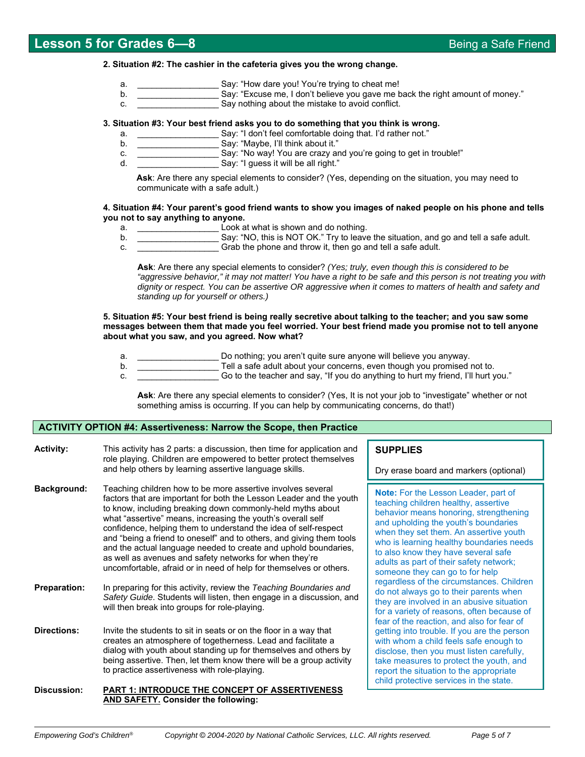**2. Situation #2: The cashier in the cafeteria gives you the wrong change.**

a. ________________ Say: "How dare you! You're trying to cheat me!
b. ________________ Say: "Excuse me, I don't believe you gave me back the right amount of money."
c. ________________ Say nothing about the mistake to avoid conflict.

**3. Situation #3: Your best friend asks you to do something that you think is wrong.**

a. ________________ Say: "I don't feel comfortable doing that. I'd rather not."
b. ________________ Say: "Maybe, I'll think about it."
c. ________________ Say: "No way! You are crazy and you're going to get in trouble!"
d. ________________ Say: "I guess it will be all right."

**Ask**: Are there any special elements to consider? (Yes, depending on the situation, you may need to communicate with a safe adult.)

**4. Situation #4: Your parent's good friend wants to show you images of naked people on his phone and tells you not to say anything to anyone.**

a. ________________ Look at what is shown and do nothing.
b. ________________ Say: "NO, this is NOT OK." Try to leave the situation, and go and tell a safe adult.
c. ________________ Grab the phone and throw it, then go and tell a safe adult.

**Ask**: Are there any special elements to consider? *(Yes; truly, even though this is considered to be "aggressive behavior," it may not matter! You have a right to be safe and this person is not treating you with dignity or respect. You can be assertive OR aggressive when it comes to matters of health and safety and standing up for yourself or others.)*

**5. Situation #5: Your best friend is being really secretive about talking to the teacher; and you saw some messages between them that made you feel worried. Your best friend made you promise not to tell anyone about what you saw, and you agreed. Now what?**

a. ________________ Do nothing; you aren't quite sure anyone will believe you anyway.
b. ________________ Tell a safe adult about your concerns, even though you promised not to.
c. ________________ Go to the teacher and say, "If you do anything to hurt my friend, I'll hurt you."

**Ask**: Are there any special elements to consider? (Yes, It is not your job to "investigate" whether or not something amiss is occurring. If you can help by communicating concerns, do that!)

## ACTIVITY OPTION #4: Assertiveness: Narrow the Scope, then Practice

**Activity:** This activity has 2 parts: a discussion, then time for application and role playing. Children are empowered to better protect themselves and help others by learning assertive language skills.

**Background:** Teaching children how to be more assertive involves several factors that are important for both the Lesson Leader and the youth to know, including breaking down commonly-held myths about what "assertive" means, increasing the youth's overall self confidence, helping them to understand the idea of self-respect and "being a friend to oneself" and to others, and giving them tools and the actual language needed to create and uphold boundaries, as well as avenues and safety networks for when they're uncomfortable, afraid or in need of help for themselves or others.

**Preparation:** In preparing for this activity, review the *Teaching Boundaries and Safety Guide*. Students will listen, then engage in a discussion, and will then break into groups for role-playing.

**Directions:** Invite the students to sit in seats or on the floor in a way that creates an atmosphere of togetherness. Lead and facilitate a dialog with youth about standing up for themselves and others by being assertive. Then, let them know there will be a group activity to practice assertiveness with role-playing.

**Discussion:** **PART 1: INTRODUCE THE CONCEPT OF ASSERTIVENESS AND SAFETY. Consider the following:**

**SUPPLIES**

Dry erase board and markers (optional)

**Note:** For the Lesson Leader, part of teaching children healthy, assertive behavior means honoring, strengthening and upholding the youth's boundaries when they set them. An assertive youth who is learning healthy boundaries needs to also know they have several safe adults as part of their safety network; someone they can go to for help regardless of the circumstances. Children do not always go to their parents when they are involved in an abusive situation for a variety of reasons, often because of fear of the reaction, and also for fear of getting into trouble. If you are the person with whom a child feels safe enough to disclose, then you must listen carefully, take measures to protect the youth, and report the situation to the appropriate child protective services in the state.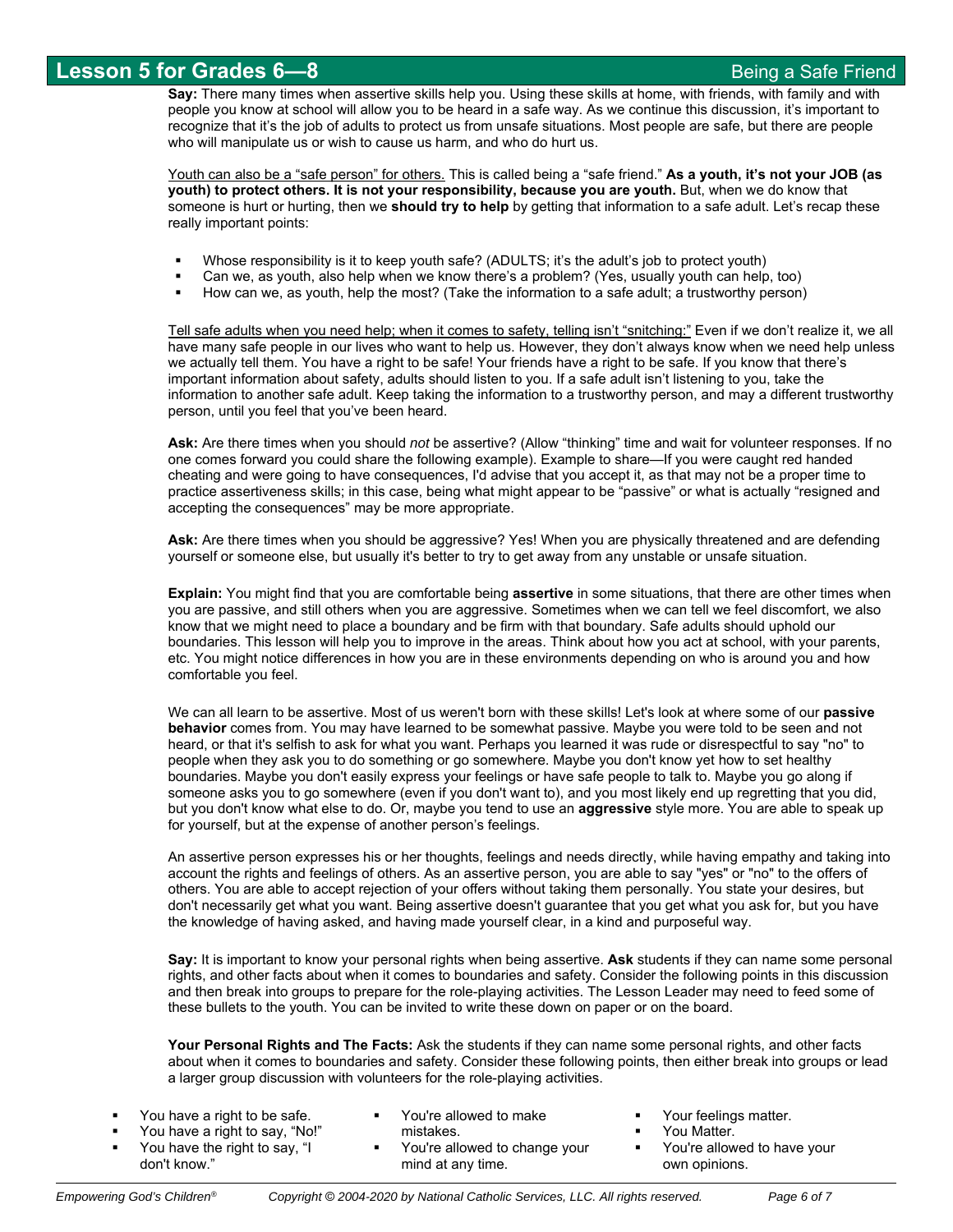**Say:** There many times when assertive skills help you. Using these skills at home, with friends, with family and with people you know at school will allow you to be heard in a safe way. As we continue this discussion, it's important to recognize that it's the job of adults to protect us from unsafe situations. Most people are safe, but there are people who will manipulate us or wish to cause us harm, and who do hurt us.

<u>Youth can also be a "safe person" for others.</u> This is called being a "safe friend." **As a youth, it's not your JOB (as youth) to protect others. It is not your responsibility, because you are youth.** But, when we do know that someone is hurt or hurting, then we **should try to help** by getting that information to a safe adult. Let's recap these really important points:

- Whose responsibility is it to keep youth safe? (ADULTS; it's the adult's job to protect youth)
- Can we, as youth, also help when we know there's a problem? (Yes, usually youth can help, too)
- How can we, as youth, help the most? (Take the information to a safe adult; a trustworthy person)

<u>Tell safe adults when you need help; when it comes to safety, telling isn't "snitching:"</u> Even if we don't realize it, we all have many safe people in our lives who want to help us. However, they don't always know when we need help unless we actually tell them. You have a right to be safe! Your friends have a right to be safe. If you know that there's important information about safety, adults should listen to you. If a safe adult isn't listening to you, take the information to another safe adult. Keep taking the information to a trustworthy person, and may a different trustworthy person, until you feel that you've been heard.

**Ask:** Are there times when you should *not* be assertive? (Allow "thinking" time and wait for volunteer responses. If no one comes forward you could share the following example). Example to share—If you were caught red handed cheating and were going to have consequences, I'd advise that you accept it, as that may not be a proper time to practice assertiveness skills; in this case, being what might appear to be "passive" or what is actually "resigned and accepting the consequences" may be more appropriate.

**Ask:** Are there times when you should be aggressive? Yes! When you are physically threatened and are defending yourself or someone else, but usually it's better to try to get away from any unstable or unsafe situation.

**Explain:** You might find that you are comfortable being **assertive** in some situations, that there are other times when you are passive, and still others when you are aggressive. Sometimes when we can tell we feel discomfort, we also know that we might need to place a boundary and be firm with that boundary. Safe adults should uphold our boundaries. This lesson will help you to improve in the areas. Think about how you act at school, with your parents, etc. You might notice differences in how you are in these environments depending on who is around you and how comfortable you feel.

We can all learn to be assertive. Most of us weren't born with these skills! Let's look at where some of our **passive behavior** comes from. You may have learned to be somewhat passive. Maybe you were told to be seen and not heard, or that it's selfish to ask for what you want. Perhaps you learned it was rude or disrespectful to say "no" to people when they ask you to do something or go somewhere. Maybe you don't know yet how to set healthy boundaries. Maybe you don't easily express your feelings or have safe people to talk to. Maybe you go along if someone asks you to go somewhere (even if you don't want to), and you most likely end up regretting that you did, but you don't know what else to do. Or, maybe you tend to use an **aggressive** style more. You are able to speak up for yourself, but at the expense of another person's feelings.

An assertive person expresses his or her thoughts, feelings and needs directly, while having empathy and taking into account the rights and feelings of others. As an assertive person, you are able to say "yes" or "no" to the offers of others. You are able to accept rejection of your offers without taking them personally. You state your desires, but don't necessarily get what you want. Being assertive doesn't guarantee that you get what you ask for, but you have the knowledge of having asked, and having made yourself clear, in a kind and purposeful way.

**Say:** It is important to know your personal rights when being assertive. **Ask** students if they can name some personal rights, and other facts about when it comes to boundaries and safety. Consider the following points in this discussion and then break into groups to prepare for the role-playing activities. The Lesson Leader may need to feed some of these bullets to the youth. You can be invited to write these down on paper or on the board.

**Your Personal Rights and The Facts:** Ask the students if they can name some personal rights, and other facts about when it comes to boundaries and safety. Consider these following points, then either break into groups or lead a larger group discussion with volunteers for the role-playing activities.

- You have a right to be safe.
- You have a right to say, "No!"
- You have the right to say, "I don't know."
- You're allowed to make mistakes.
- You're allowed to change your mind at any time.
- Your feelings matter.
- You Matter.
- You're allowed to have your own opinions.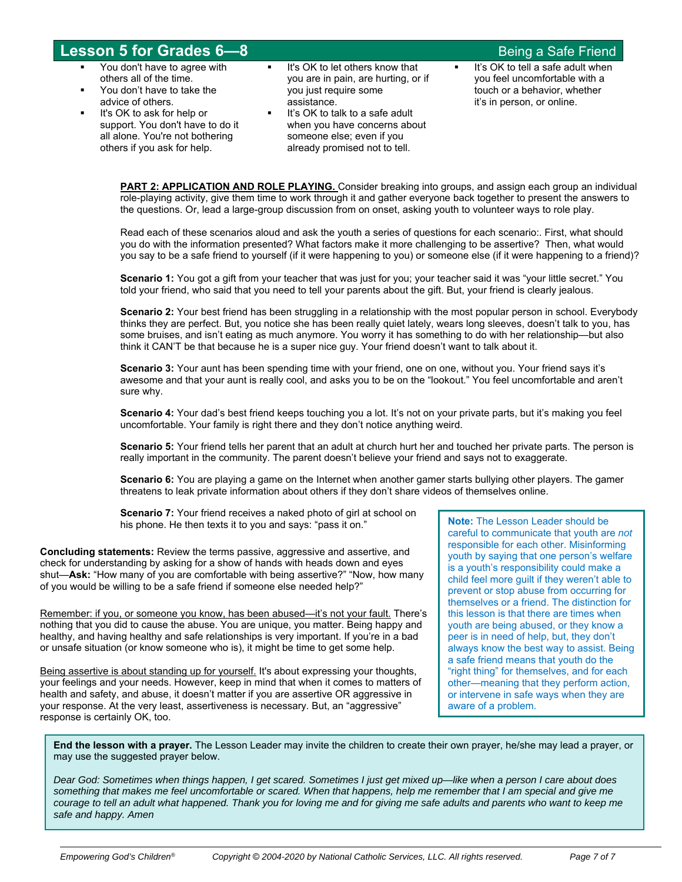## Lesson 5 for Grades 6—8 — Being a Safe Friend

- You don't have to agree with others all of the time.
- You don't have to take the advice of others.
- It's OK to ask for help or support. You don't have to do it all alone. You're not bothering others if you ask for help.
- It's OK to let others know that you are in pain, are hurting, or if you just require some assistance.
- It's OK to talk to a safe adult when you have concerns about someone else; even if you already promised not to tell.
- It's OK to tell a safe adult when you feel uncomfortable with a touch or a behavior, whether it's in person, or online.

**PART 2: APPLICATION AND ROLE PLAYING.** Consider breaking into groups, and assign each group an individual role-playing activity, give them time to work through it and gather everyone back together to present the answers to the questions. Or, lead a large-group discussion from on onset, asking youth to volunteer ways to role play.

Read each of these scenarios aloud and ask the youth a series of questions for each scenario:. First, what should you do with the information presented? What factors make it more challenging to be assertive? Then, what would you say to be a safe friend to yourself (if it were happening to you) or someone else (if it were happening to a friend)?

**Scenario 1:** You got a gift from your teacher that was just for you; your teacher said it was "your little secret." You told your friend, who said that you need to tell your parents about the gift. But, your friend is clearly jealous.

**Scenario 2:** Your best friend has been struggling in a relationship with the most popular person in school. Everybody thinks they are perfect. But, you notice she has been really quiet lately, wears long sleeves, doesn't talk to you, has some bruises, and isn't eating as much anymore. You worry it has something to do with her relationship—but also think it CAN'T be that because he is a super nice guy. Your friend doesn't want to talk about it.

**Scenario 3:** Your aunt has been spending time with your friend, one on one, without you. Your friend says it's awesome and that your aunt is really cool, and asks you to be on the "lookout." You feel uncomfortable and aren't sure why.

**Scenario 4:** Your dad's best friend keeps touching you a lot. It's not on your private parts, but it's making you feel uncomfortable. Your family is right there and they don't notice anything weird.

**Scenario 5:** Your friend tells her parent that an adult at church hurt her and touched her private parts. The person is really important in the community. The parent doesn't believe your friend and says not to exaggerate.

**Scenario 6:** You are playing a game on the Internet when another gamer starts bullying other players. The gamer threatens to leak private information about others if they don't share videos of themselves online.

**Scenario 7:** Your friend receives a naked photo of girl at school on his phone. He then texts it to you and says: "pass it on."

**Concluding statements:** Review the terms passive, aggressive and assertive, and check for understanding by asking for a show of hands with heads down and eyes shut—**Ask:** "How many of you are comfortable with being assertive?" "Now, how many of you would be willing to be a safe friend if someone else needed help?"

Remember: if you, or someone you know, has been abused—it's not your fault. There's nothing that you did to cause the abuse. You are unique, you matter. Being happy and healthy, and having healthy and safe relationships is very important. If you're in a bad or unsafe situation (or know someone who is), it might be time to get some help.

Being assertive is about standing up for yourself. It's about expressing your thoughts, your feelings and your needs. However, keep in mind that when it comes to matters of health and safety, and abuse, it doesn't matter if you are assertive OR aggressive in your response. At the very least, assertiveness is necessary. But, an "aggressive" response is certainly OK, too.

> **Note:** The Lesson Leader should be careful to communicate that youth are *not* responsible for each other. Misinforming youth by saying that one person's welfare is a youth's responsibility could make a child feel more guilt if they weren't able to prevent or stop abuse from occurring for themselves or a friend. The distinction for this lesson is that there are times when youth are being abused, or they know a peer is in need of help, but, they don't always know the best way to assist. Being a safe friend means that youth do the "right thing" for themselves, and for each other—meaning that they perform action, or intervene in safe ways when they are aware of a problem.

**End the lesson with a prayer.** The Lesson Leader may invite the children to create their own prayer, he/she may lead a prayer, or may use the suggested prayer below.

*Dear God: Sometimes when things happen, I get scared. Sometimes I just get mixed up—like when a person I care about does something that makes me feel uncomfortable or scared. When that happens, help me remember that I am special and give me courage to tell an adult what happened. Thank you for loving me and for giving me safe adults and parents who want to keep me safe and happy. Amen*